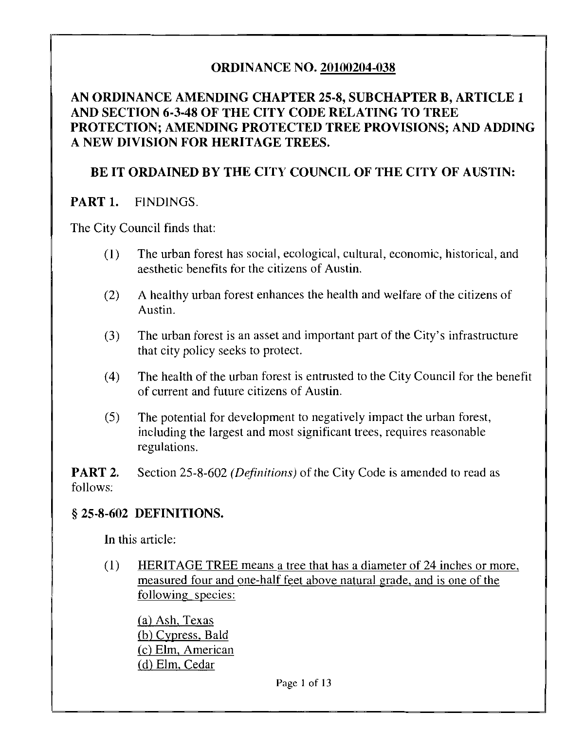# ORDINANCE NO. 20100204-038

## AN ORDINANCE AMENDING CHAPTER 25-8, SUBCHAPTER B, ARTICLE 1 AND SECTION 6-3-48 OF THE CITY CODE RELATING TO TREE PROTECTION; AMENDING PROTECTED TREE PROVISIONS; AND ADDING A NEW DIVISION FOR HERITAGE TREES.

## BE IT ORDAINED BY THE CITY COUNCIL OF THE CITY OF AUSTIN:

**PART 1.** FINDINGS.

The City Council finds that:

(1) The urban forest has social, ecological, cultural, economic, historical, and aesthetic benefits for the citizens of Austin.

(2) A healthy urban forest enhances the health and welfare of the citizens of Austin.

(3) The urban forest is an asset and important part of the City's infrastructure that city policy seeks to protect.

(4) The health of the urban forest is entrusted to the City Council for the benefit of current and future citizens of Austin.

(5) The potential for development to negatively impact the urban forest, including the largest and most significant trees, requires reasonable regulations.

**PART 2.** Section 25-8-602 *(Definitions)* of the City Code is amended to read as follows:

### § 25-8-602 DEFINITIONS.

In this article:

(1) <u>HERITAGE TREE means a tree that has a diameter of 24 inches or more, measured four and one-half feet above natural grade, and is one of the following species:</u>

<u>(a) Ash, Texas</u>
<u>(b) Cypress, Bald</u>
<u>(c) Elm, American</u>
<u>(d) Elm, Cedar</u>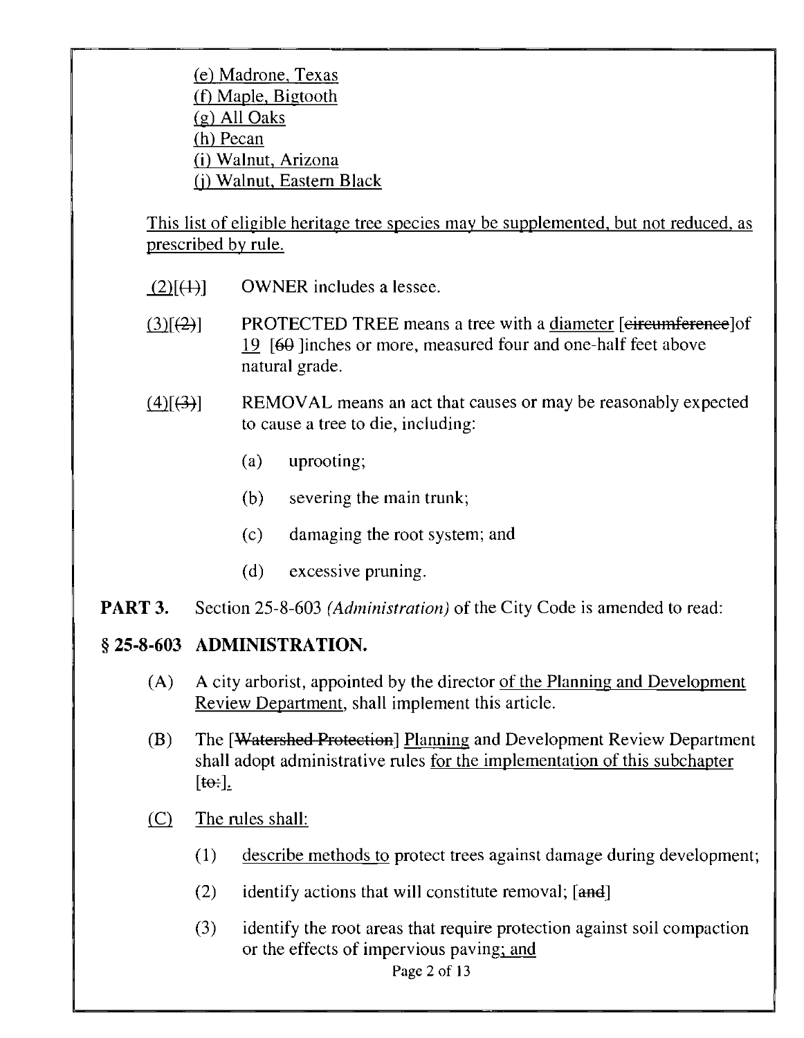(e) Madrone, Texas
(f) Maple, Bigtooth
(g) All Oaks
(h) Pecan
(i) Walnut, Arizona
(j) Walnut, Eastern Black

This list of eligible heritage tree species may be supplemented, but not reduced, as prescribed by rule.

(2)[(1)] OWNER includes a lessee.

(3)[(2)] PROTECTED TREE means a tree with a diameter [circumference] of 19 [60 ]inches or more, measured four and one-half feet above natural grade.

(4)[(3)] REMOVAL means an act that causes or may be reasonably expected to cause a tree to die, including:

(a) uprooting;

(b) severing the main trunk;

(c) damaging the root system; and

(d) excessive pruning.

**PART 3.** Section 25-8-603 *(Administration)* of the City Code is amended to read:

## § 25-8-603 ADMINISTRATION.

(A) A city arborist, appointed by the director of the Planning and Development Review Department, shall implement this article.

(B) The [Watershed Protection] Planning and Development Review Department shall adopt administrative rules for the implementation of this subchapter [to:].

(C) The rules shall:

(1) describe methods to protect trees against damage during development;

(2) identify actions that will constitute removal; [and]

(3) identify the root areas that require protection against soil compaction or the effects of impervious paving; and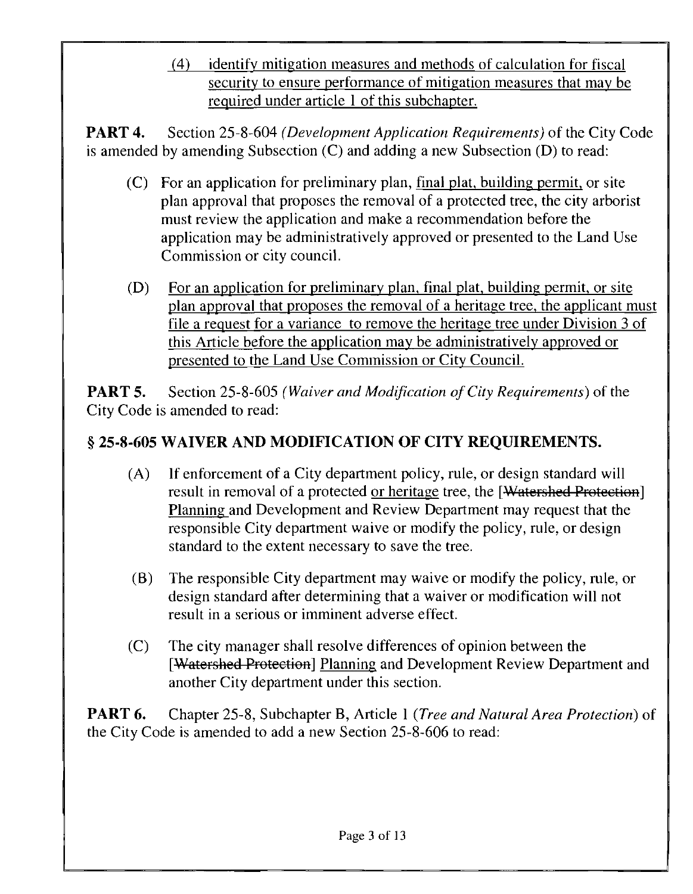(4) identify mitigation measures and methods of calculation for fiscal security to ensure performance of mitigation measures that may be required under article 1 of this subchapter.

**PART 4.** Section 25-8-604 *(Development Application Requirements)* of the City Code is amended by amending Subsection (C) and adding a new Subsection (D) to read:

(C) For an application for preliminary plan, final plat, building permit, or site plan approval that proposes the removal of a protected tree, the city arborist must review the application and make a recommendation before the application may be administratively approved or presented to the Land Use Commission or city council.

(D) For an application for preliminary plan, final plat, building permit, or site plan approval that proposes the removal of a heritage tree, the applicant must file a request for a variance to remove the heritage tree under Division 3 of this Article before the application may be administratively approved or presented to the Land Use Commission or City Council.

**PART 5.** Section 25-8-605 *(Waiver and Modification of City Requirements)* of the City Code is amended to read:

## § 25-8-605 WAIVER AND MODIFICATION OF CITY REQUIREMENTS.

(A) If enforcement of a City department policy, rule, or design standard will result in removal of a protected or heritage tree, the [~~Watershed Protection~~] Planning and Development and Review Department may request that the responsible City department waive or modify the policy, rule, or design standard to the extent necessary to save the tree.

(B) The responsible City department may waive or modify the policy, rule, or design standard after determining that a waiver or modification will not result in a serious or imminent adverse effect.

(C) The city manager shall resolve differences of opinion between the [~~Watershed Protection~~] Planning and Development Review Department and another City department under this section.

**PART 6.** Chapter 25-8, Subchapter B, Article 1 *(Tree and Natural Area Protection)* of the City Code is amended to add a new Section 25-8-606 to read: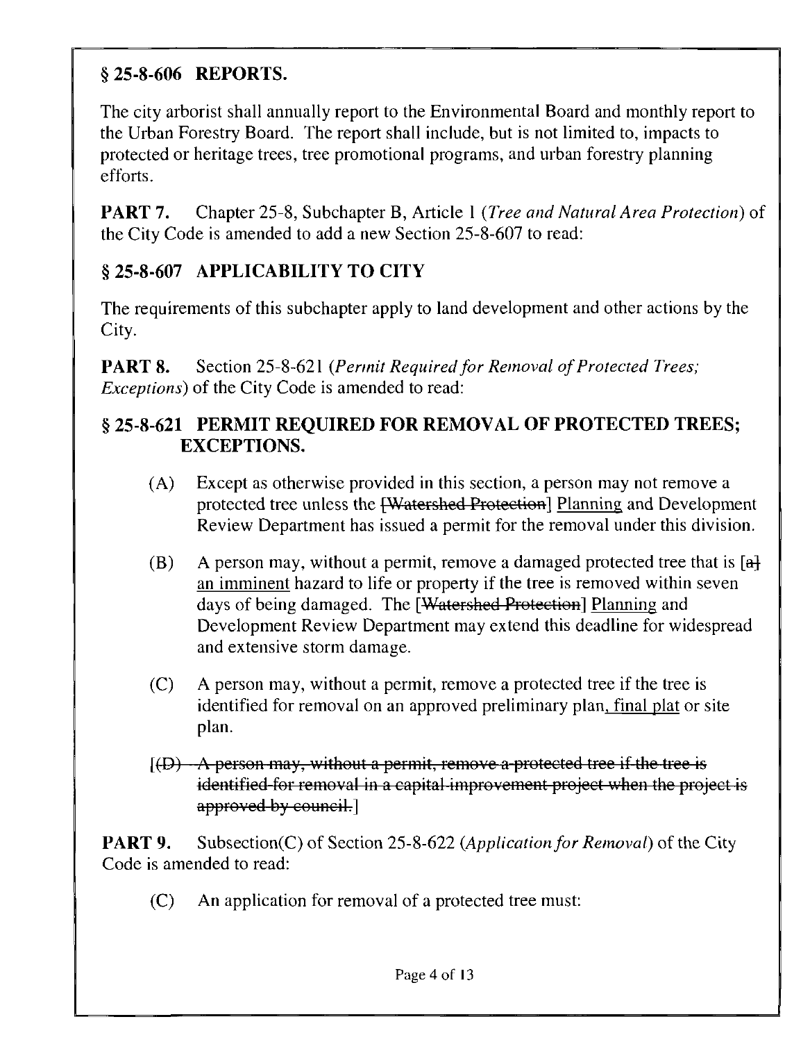## § 25-8-606 REPORTS.

The city arborist shall annually report to the Environmental Board and monthly report to the Urban Forestry Board. The report shall include, but is not limited to, impacts to protected or heritage trees, tree promotional programs, and urban forestry planning efforts.

**PART 7.** Chapter 25-8, Subchapter B, Article 1 (*Tree and Natural Area Protection*) of the City Code is amended to add a new Section 25-8-607 to read:

## § 25-8-607 APPLICABILITY TO CITY

The requirements of this subchapter apply to land development and other actions by the City.

**PART 8.** Section 25-8-621 (*Permit Required for Removal of Protected Trees; Exceptions*) of the City Code is amended to read:

## § 25-8-621 PERMIT REQUIRED FOR REMOVAL OF PROTECTED TREES; EXCEPTIONS.

(A) Except as otherwise provided in this section, a person may not remove a protected tree unless the [~~Watershed Protection~~] <u>Planning</u> and Development Review Department has issued a permit for the removal under this division.

(B) A person may, without a permit, remove a damaged protected tree that is [~~a~~] <u>an imminent</u> hazard to life or property if the tree is removed within seven days of being damaged. The [~~Watershed Protection~~] <u>Planning</u> and Development Review Department may extend this deadline for widespread and extensive storm damage.

(C) A person may, without a permit, remove a protected tree if the tree is identified for removal on an approved preliminary plan<u>, final plat</u> or site plan.

[~~(D) A person may, without a permit, remove a protected tree if the tree is identified for removal in a capital improvement project when the project is approved by council.~~]

**PART 9.** Subsection(C) of Section 25-8-622 (*Application for Removal*) of the City Code is amended to read:

(C) An application for removal of a protected tree must: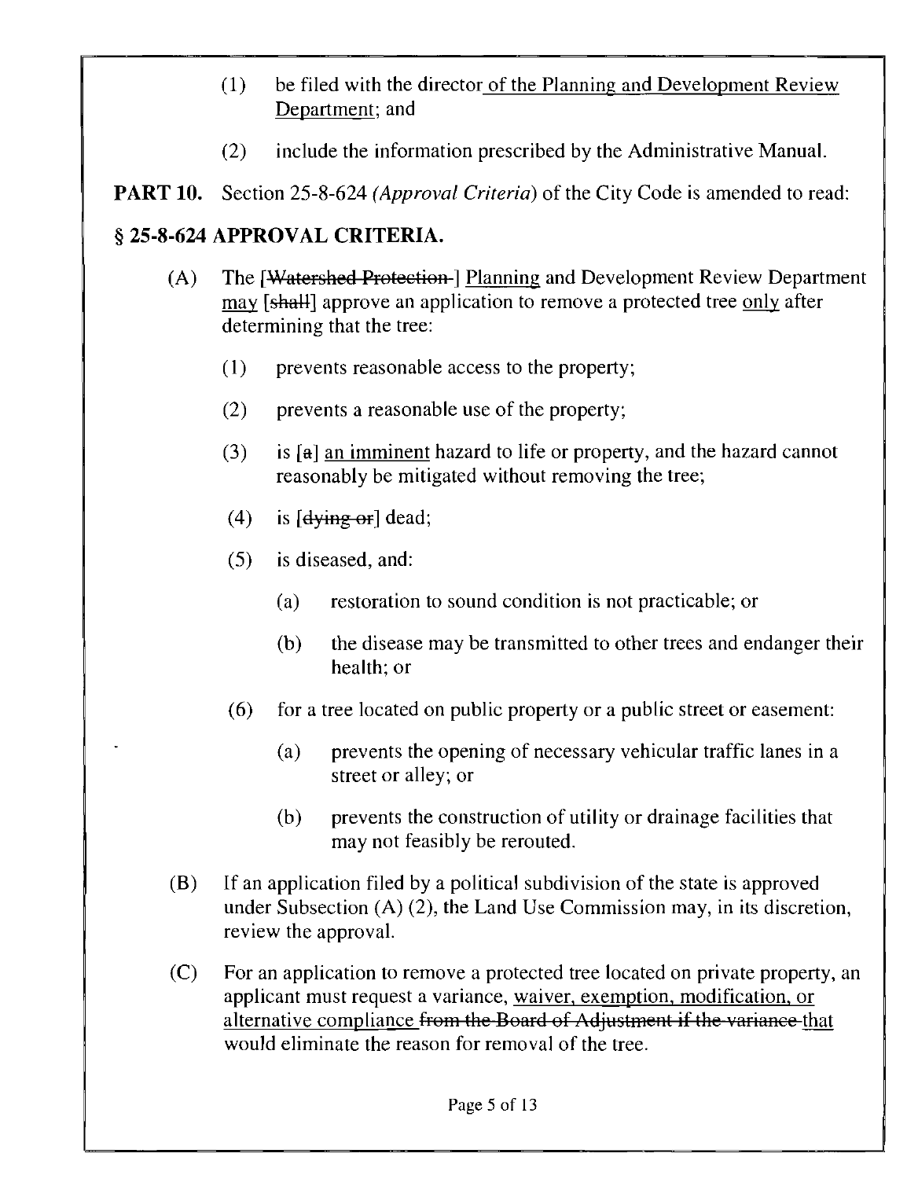(1) be filed with the director <u>of the Planning and Development Review Department</u>; and

(2) include the information prescribed by the Administrative Manual.

**PART 10.** Section 25-8-624 *(Approval Criteria)* of the City Code is amended to read:

## § 25-8-624 APPROVAL CRITERIA.

(A) The [~~Watershed Protection~~] <u>Planning</u> and Development Review Department <u>may</u> [~~shall~~] approve an application to remove a protected tree <u>only</u> after determining that the tree:

(1) prevents reasonable access to the property;

(2) prevents a reasonable use of the property;

(3) is [~~a~~] <u>an imminent</u> hazard to life or property, and the hazard cannot reasonably be mitigated without removing the tree;

(4) is [~~dying or~~] dead;

(5) is diseased, and:

(a) restoration to sound condition is not practicable; or

(b) the disease may be transmitted to other trees and endanger their health; or

(6) for a tree located on public property or a public street or easement:

(a) prevents the opening of necessary vehicular traffic lanes in a street or alley; or

(b) prevents the construction of utility or drainage facilities that may not feasibly be rerouted.

(B) If an application filed by a political subdivision of the state is approved under Subsection (A) (2), the Land Use Commission may, in its discretion, review the approval.

(C) For an application to remove a protected tree located on private property, an applicant must request a variance, <u>waiver, exemption, modification, or alternative compliance</u> ~~from the Board of Adjustment if the variance~~ <u>that</u> would eliminate the reason for removal of the tree.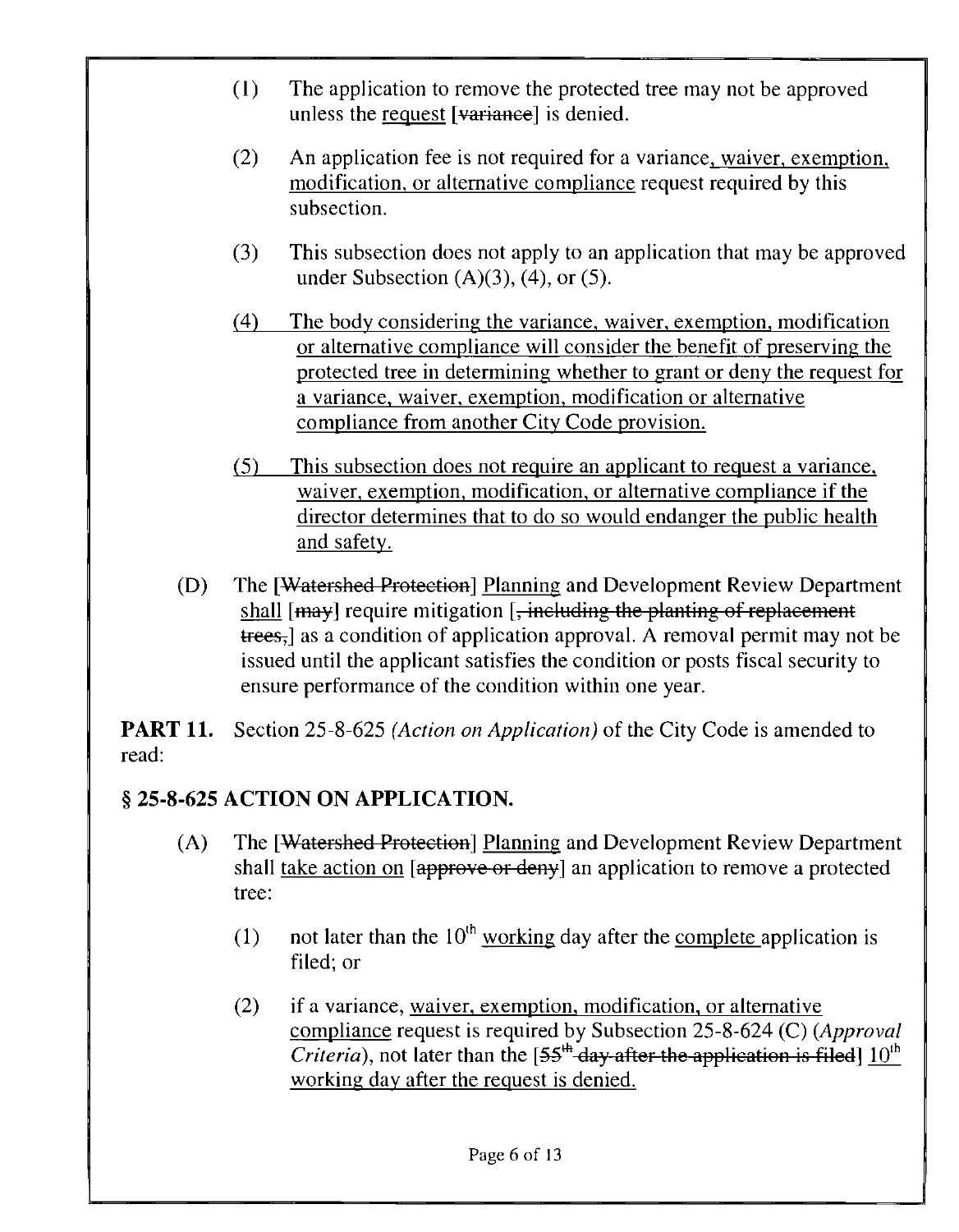(1) The application to remove the protected tree may not be approved unless the <u>request</u> [~~variance~~] is denied.

(2) An application fee is not required for a variance<u>, waiver, exemption, modification, or alternative compliance</u> request required by this subsection.

(3) This subsection does not apply to an application that may be approved under Subsection (A)(3), (4), or (5).

<u>(4) The body considering the variance, waiver, exemption, modification or alternative compliance will consider the benefit of preserving the protected tree in determining whether to grant or deny the request for a variance, waiver, exemption, modification or alternative compliance from another City Code provision.</u>

<u>(5) This subsection does not require an applicant to request a variance, waiver, exemption, modification, or alternative compliance if the director determines that to do so would endanger the public health and safety.</u>

(D) The [~~Watershed Protection~~] <u>Planning</u> and Development Review Department <u>shall</u> [~~may~~] require mitigation [~~, including the planting of replacement trees,~~] as a condition of application approval. A removal permit may not be issued until the applicant satisfies the condition or posts fiscal security to ensure performance of the condition within one year.

**PART 11.** Section 25-8-625 *(Action on Application)* of the City Code is amended to read:

## § 25-8-625 ACTION ON APPLICATION.

(A) The [~~Watershed Protection~~] <u>Planning</u> and Development Review Department shall <u>take action on</u> [~~approve or deny~~] an application to remove a protected tree:

(1) not later than the 10th <u>working</u> day after the <u>complete</u> application is filed; or

(2) if a variance, <u>waiver, exemption, modification, or alternative compliance</u> request is required by Subsection 25-8-624 (C) *(Approval Criteria)*, not later than the [~~55th day after the application is filed~~] <u>10th working day after the request is denied.</u>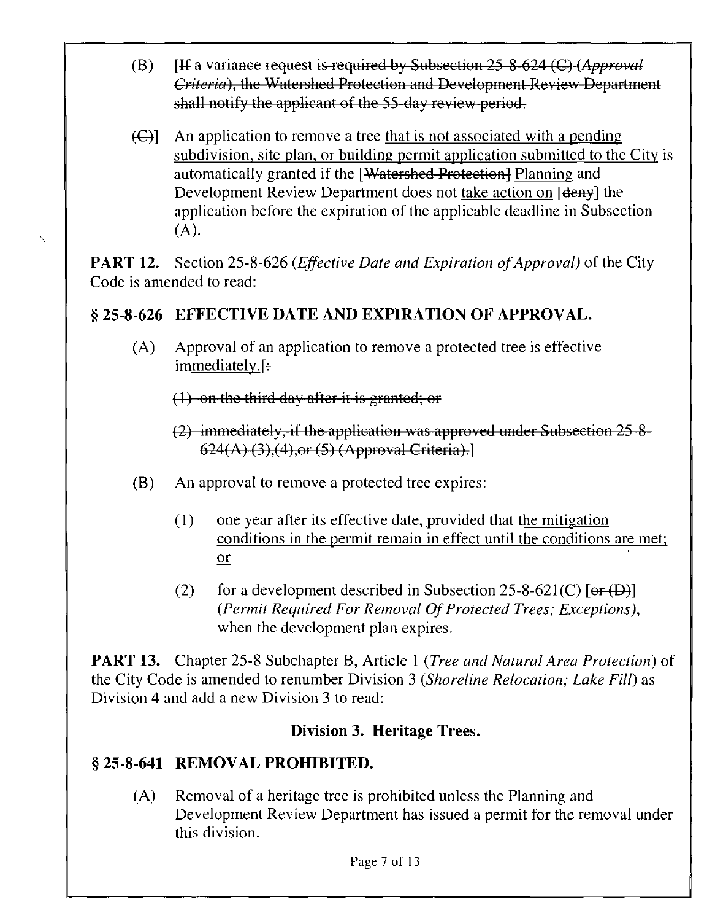(B) [~~If a variance request is required by Subsection 25-8-624 (C) (*Approval Criteria*), the Watershed Protection and Development Review Department shall notify the applicant of the 55-day review period.~~

~~(C)~~] An application to remove a tree <u>that is not associated with a pending subdivision, site plan, or building permit application submitted to the City</u> is automatically granted if the [~~Watershed Protection~~] <u>Planning</u> and Development Review Department does not <u>take action on</u> [~~deny~~] the application before the expiration of the applicable deadline in Subsection (A).

**PART 12.** Section 25-8-626 (*Effective Date and Expiration of Approval*) of the City Code is amended to read:

## § 25-8-626 EFFECTIVE DATE AND EXPIRATION OF APPROVAL.

(A) Approval of an application to remove a protected tree is effective <u>immediately.</u>[~~:~~

~~(1) on the third day after it is granted; or~~

~~(2) immediately, if the application was approved under Subsection 25-8-624(A) (3),(4),or (5) (Approval Criteria).~~]

(B) An approval to remove a protected tree expires:

(1) one year after its effective date<u>, provided that the mitigation conditions in the permit remain in effect until the conditions are met;</u> <u>or</u>

(2) for a development described in Subsection 25-8-621(C) [~~or (D)~~] (*Permit Required For Removal Of Protected Trees; Exceptions*), when the development plan expires.

**PART 13.** Chapter 25-8 Subchapter B, Article 1 (*Tree and Natural Area Protection*) of the City Code is amended to renumber Division 3 (*Shoreline Relocation; Lake Fill*) as Division 4 and add a new Division 3 to read:

### Division 3. Heritage Trees.

## § 25-8-641 REMOVAL PROHIBITED.

(A) Removal of a heritage tree is prohibited unless the Planning and Development Review Department has issued a permit for the removal under this division.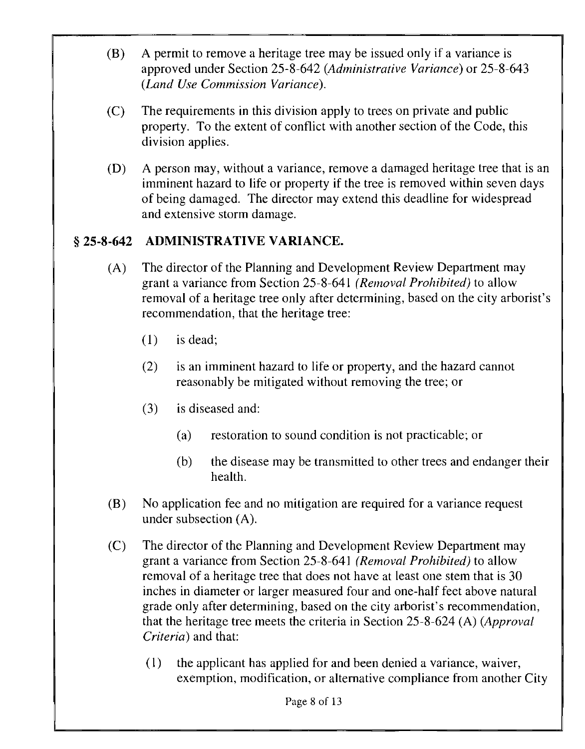(B) A permit to remove a heritage tree may be issued only if a variance is approved under Section 25-8-642 (*Administrative Variance*) or 25-8-643 (*Land Use Commission Variance*).

(C) The requirements in this division apply to trees on private and public property. To the extent of conflict with another section of the Code, this division applies.

(D) A person may, without a variance, remove a damaged heritage tree that is an imminent hazard to life or property if the tree is removed within seven days of being damaged. The director may extend this deadline for widespread and extensive storm damage.

## § 25-8-642 ADMINISTRATIVE VARIANCE.

(A) The director of the Planning and Development Review Department may grant a variance from Section 25-8-641 *(Removal Prohibited)* to allow removal of a heritage tree only after determining, based on the city arborist's recommendation, that the heritage tree:

  (1) is dead;

  (2) is an imminent hazard to life or property, and the hazard cannot reasonably be mitigated without removing the tree; or

  (3) is diseased and:

    (a) restoration to sound condition is not practicable; or

    (b) the disease may be transmitted to other trees and endanger their health.

(B) No application fee and no mitigation are required for a variance request under subsection (A).

(C) The director of the Planning and Development Review Department may grant a variance from Section 25-8-641 *(Removal Prohibited)* to allow removal of a heritage tree that does not have at least one stem that is 30 inches in diameter or larger measured four and one-half feet above natural grade only after determining, based on the city arborist's recommendation, that the heritage tree meets the criteria in Section 25-8-624 (A) (*Approval Criteria*) and that:

  (1) the applicant has applied for and been denied a variance, waiver, exemption, modification, or alternative compliance from another City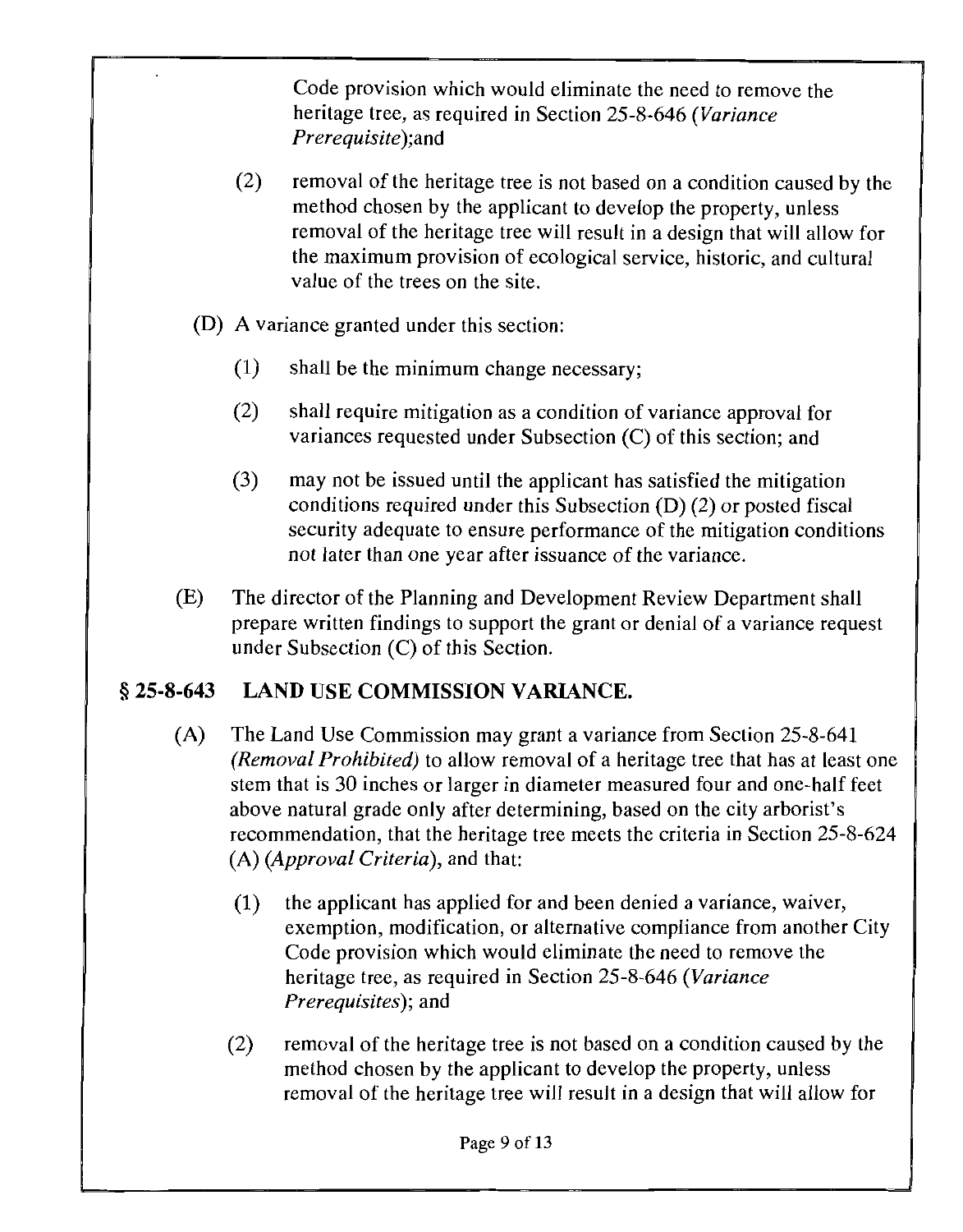Code provision which would eliminate the need to remove the heritage tree, as required in Section 25-8-646 (*Variance Prerequisite*);and

(2) removal of the heritage tree is not based on a condition caused by the method chosen by the applicant to develop the property, unless removal of the heritage tree will result in a design that will allow for the maximum provision of ecological service, historic, and cultural value of the trees on the site.

(D) A variance granted under this section:

(1) shall be the minimum change necessary;

(2) shall require mitigation as a condition of variance approval for variances requested under Subsection (C) of this section; and

(3) may not be issued until the applicant has satisfied the mitigation conditions required under this Subsection (D) (2) or posted fiscal security adequate to ensure performance of the mitigation conditions not later than one year after issuance of the variance.

(E) The director of the Planning and Development Review Department shall prepare written findings to support the grant or denial of a variance request under Subsection (C) of this Section.

## § 25-8-643 LAND USE COMMISSION VARIANCE.

(A) The Land Use Commission may grant a variance from Section 25-8-641 *(Removal Prohibited)* to allow removal of a heritage tree that has at least one stem that is 30 inches or larger in diameter measured four and one-half feet above natural grade only after determining, based on the city arborist's recommendation, that the heritage tree meets the criteria in Section 25-8-624 (A) (*Approval Criteria*), and that:

(1) the applicant has applied for and been denied a variance, waiver, exemption, modification, or alternative compliance from another City Code provision which would eliminate the need to remove the heritage tree, as required in Section 25-8-646 (*Variance Prerequisites*); and

(2) removal of the heritage tree is not based on a condition caused by the method chosen by the applicant to develop the property, unless removal of the heritage tree will result in a design that will allow for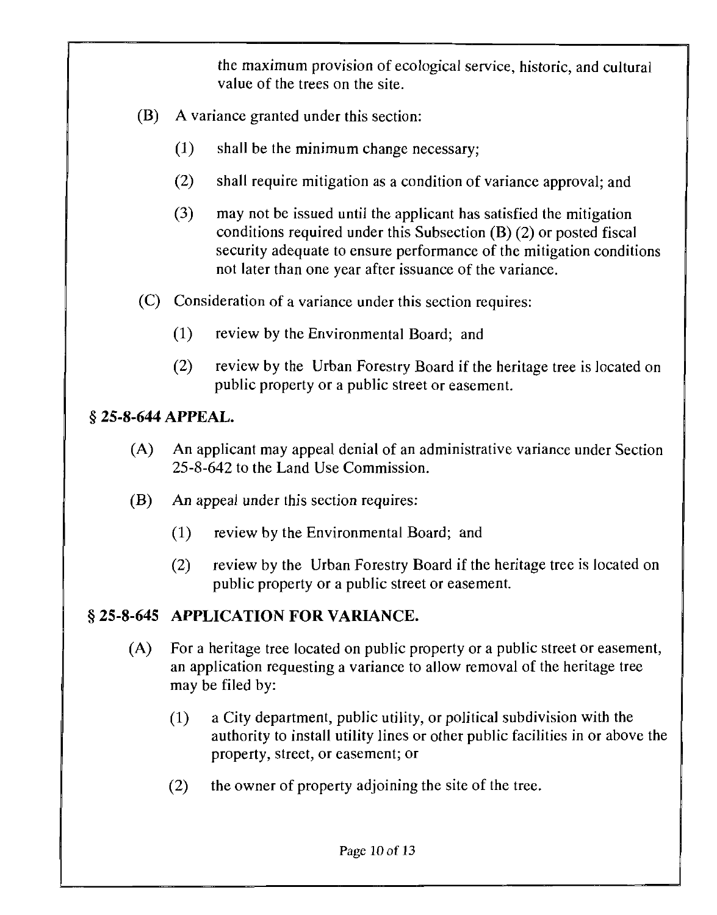the maximum provision of ecological service, historic, and cultural value of the trees on the site.

(B) A variance granted under this section:

(1) shall be the minimum change necessary;

(2) shall require mitigation as a condition of variance approval; and

(3) may not be issued until the applicant has satisfied the mitigation conditions required under this Subsection (B) (2) or posted fiscal security adequate to ensure performance of the mitigation conditions not later than one year after issuance of the variance.

(C) Consideration of a variance under this section requires:

(1) review by the Environmental Board; and

(2) review by the Urban Forestry Board if the heritage tree is located on public property or a public street or easement.

## § 25-8-644 APPEAL.

(A) An applicant may appeal denial of an administrative variance under Section 25-8-642 to the Land Use Commission.

(B) An appeal under this section requires:

(1) review by the Environmental Board; and

(2) review by the Urban Forestry Board if the heritage tree is located on public property or a public street or easement.

## § 25-8-645 APPLICATION FOR VARIANCE.

(A) For a heritage tree located on public property or a public street or easement, an application requesting a variance to allow removal of the heritage tree may be filed by:

(1) a City department, public utility, or political subdivision with the authority to install utility lines or other public facilities in or above the property, street, or easement; or

(2) the owner of property adjoining the site of the tree.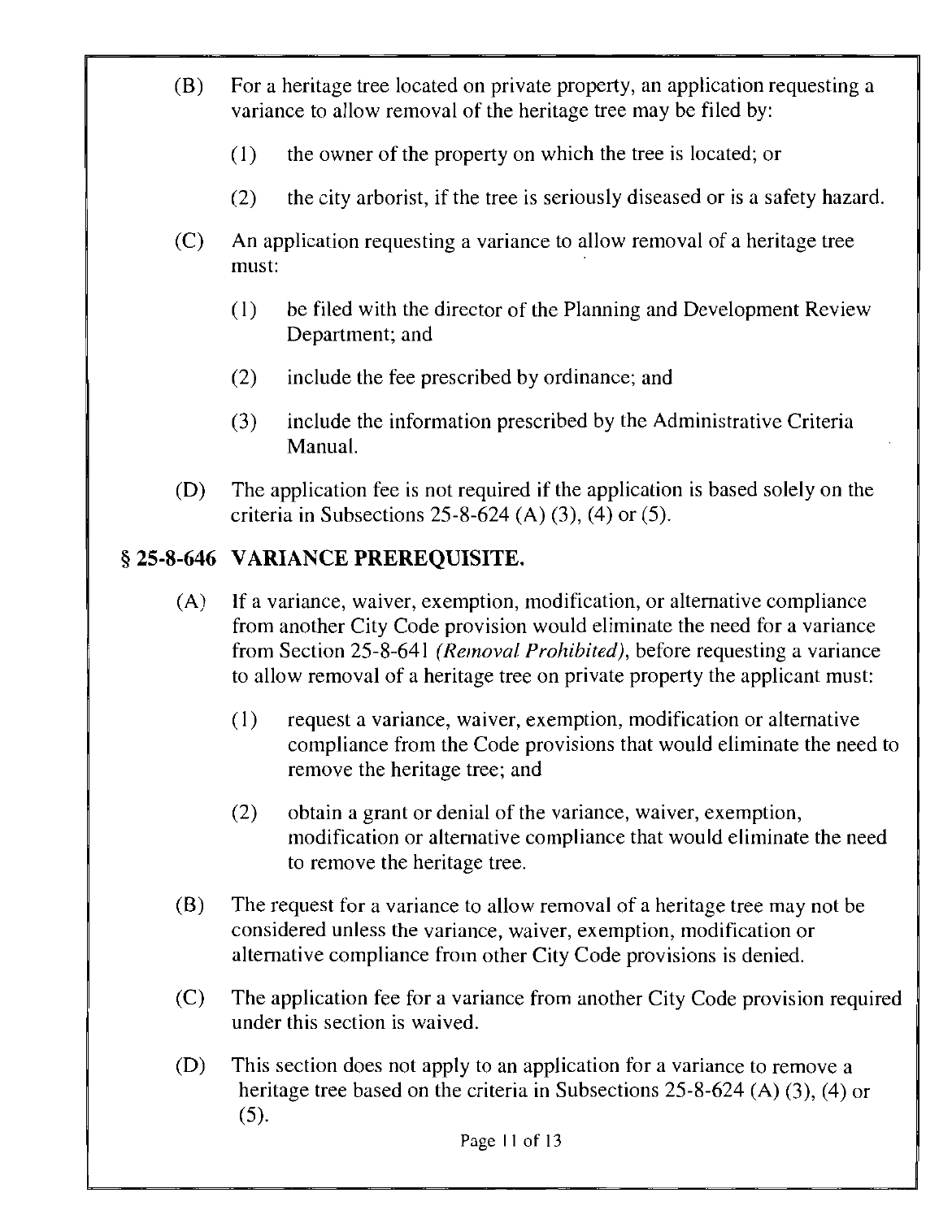(B) For a heritage tree located on private property, an application requesting a variance to allow removal of the heritage tree may be filed by:

(1) the owner of the property on which the tree is located; or

(2) the city arborist, if the tree is seriously diseased or is a safety hazard.

(C) An application requesting a variance to allow removal of a heritage tree must:

(1) be filed with the director of the Planning and Development Review Department; and

(2) include the fee prescribed by ordinance; and

(3) include the information prescribed by the Administrative Criteria Manual.

(D) The application fee is not required if the application is based solely on the criteria in Subsections 25-8-624 (A) (3), (4) or (5).

## § 25-8-646 VARIANCE PREREQUISITE.

(A) If a variance, waiver, exemption, modification, or alternative compliance from another City Code provision would eliminate the need for a variance from Section 25-8-641 *(Removal Prohibited)*, before requesting a variance to allow removal of a heritage tree on private property the applicant must:

(1) request a variance, waiver, exemption, modification or alternative compliance from the Code provisions that would eliminate the need to remove the heritage tree; and

(2) obtain a grant or denial of the variance, waiver, exemption, modification or alternative compliance that would eliminate the need to remove the heritage tree.

(B) The request for a variance to allow removal of a heritage tree may not be considered unless the variance, waiver, exemption, modification or alternative compliance from other City Code provisions is denied.

(C) The application fee for a variance from another City Code provision required under this section is waived.

(D) This section does not apply to an application for a variance to remove a heritage tree based on the criteria in Subsections 25-8-624 (A) (3), (4) or (5).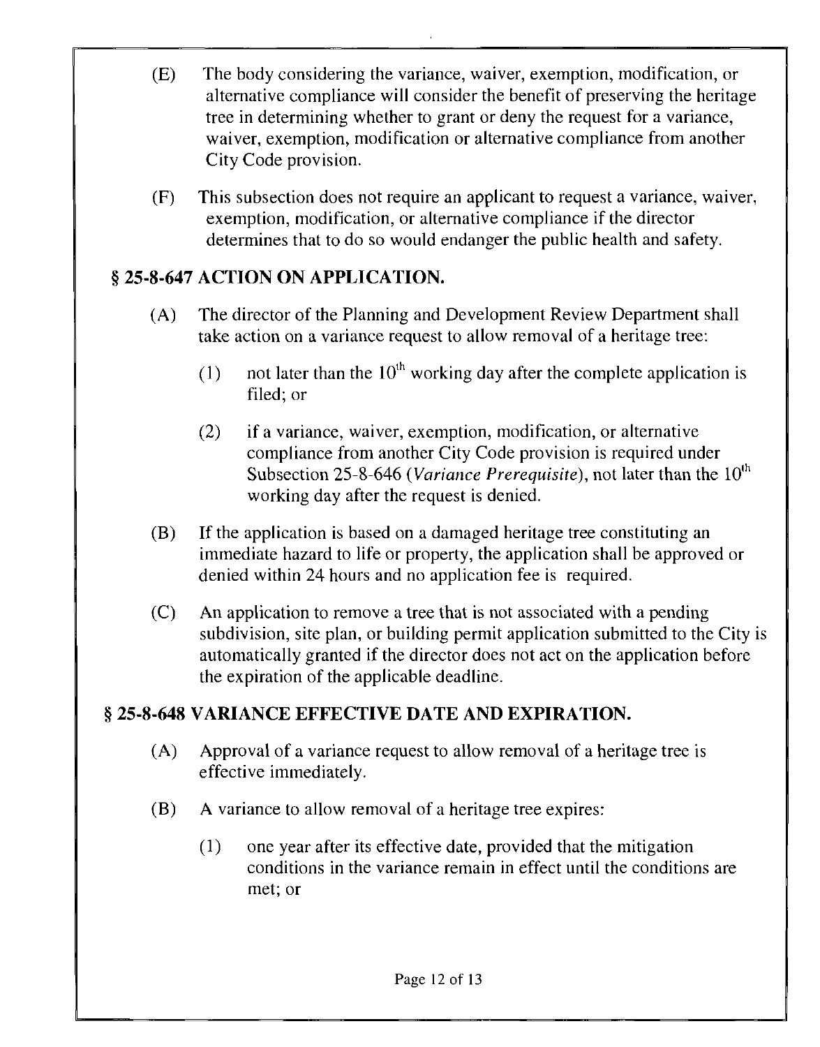(E) The body considering the variance, waiver, exemption, modification, or alternative compliance will consider the benefit of preserving the heritage tree in determining whether to grant or deny the request for a variance, waiver, exemption, modification or alternative compliance from another City Code provision.

(F) This subsection does not require an applicant to request a variance, waiver, exemption, modification, or alternative compliance if the director determines that to do so would endanger the public health and safety.

## § 25-8-647 ACTION ON APPLICATION.

(A) The director of the Planning and Development Review Department shall take action on a variance request to allow removal of a heritage tree:

(1) not later than the 10th working day after the complete application is filed; or

(2) if a variance, waiver, exemption, modification, or alternative compliance from another City Code provision is required under Subsection 25-8-646 (*Variance Prerequisite*), not later than the 10th working day after the request is denied.

(B) If the application is based on a damaged heritage tree constituting an immediate hazard to life or property, the application shall be approved or denied within 24 hours and no application fee is required.

(C) An application to remove a tree that is not associated with a pending subdivision, site plan, or building permit application submitted to the City is automatically granted if the director does not act on the application before the expiration of the applicable deadline.

## § 25-8-648 VARIANCE EFFECTIVE DATE AND EXPIRATION.

(A) Approval of a variance request to allow removal of a heritage tree is effective immediately.

(B) A variance to allow removal of a heritage tree expires:

(1) one year after its effective date, provided that the mitigation conditions in the variance remain in effect until the conditions are met; or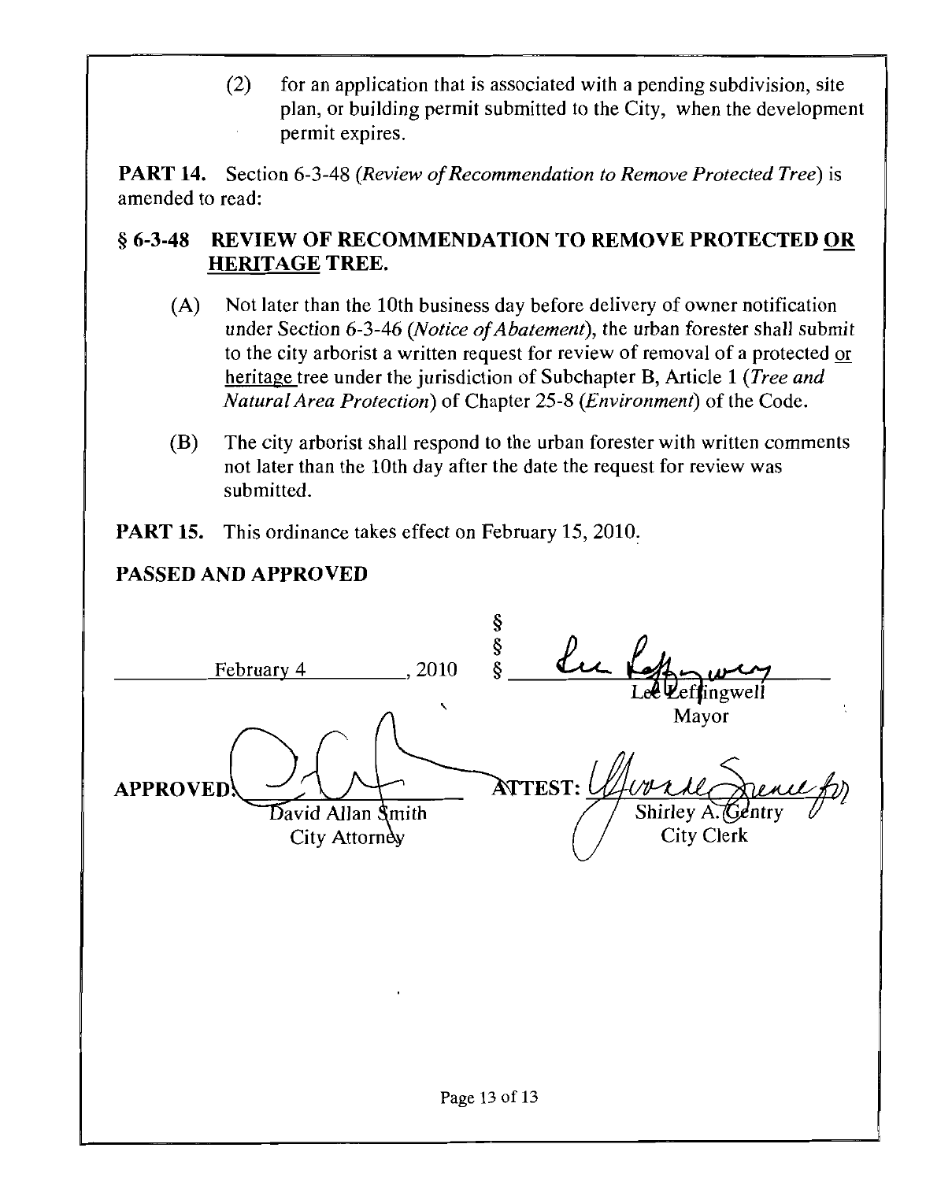(2) for an application that is associated with a pending subdivision, site plan, or building permit submitted to the City, when the development permit expires.

**PART 14.** Section 6-3-48 (*Review of Recommendation to Remove Protected Tree*) is amended to read:

## § 6-3-48 REVIEW OF RECOMMENDATION TO REMOVE PROTECTED <u>OR HERITAGE</u> TREE.

(A) Not later than the 10th business day before delivery of owner notification under Section 6-3-46 (*Notice of Abatement*), the urban forester shall submit to the city arborist a written request for review of removal of a protected <u>or heritage</u> tree under the jurisdiction of Subchapter B, Article 1 (*Tree and Natural Area Protection*) of Chapter 25-8 (*Environment*) of the Code.

(B) The city arborist shall respond to the urban forester with written comments not later than the 10th day after the date the request for review was submitted.

**PART 15.** This ordinance takes effect on February 15, 2010.

**PASSED AND APPROVED**

February 4, 2010 § § §

Lee Leffingwell
Mayor

**APPROVED:** David Allan Smith
City Attorney

**ATTEST:** Shirley A. Gentry
City Clerk